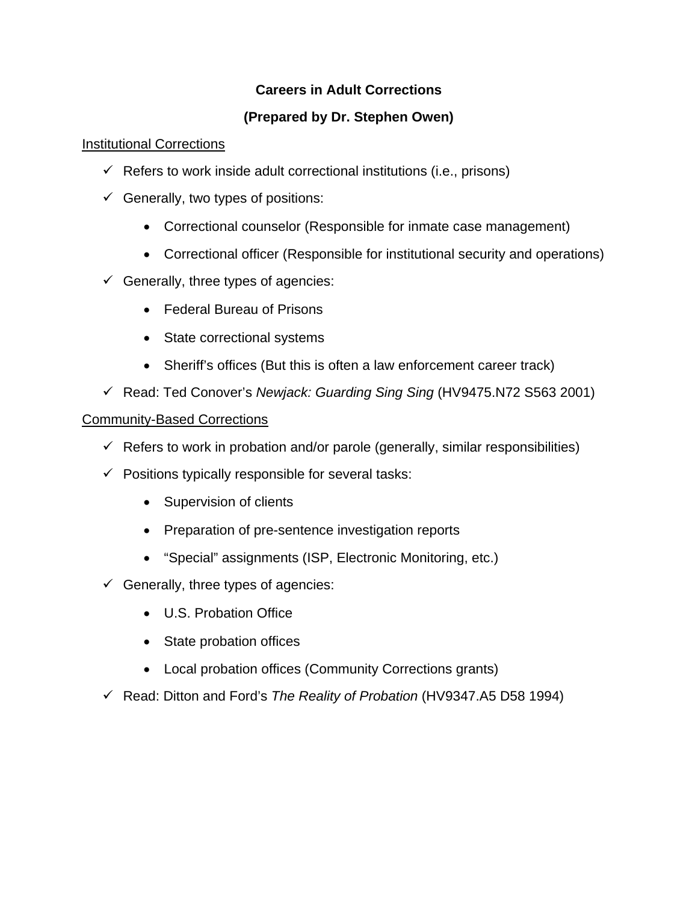# Careers in Adult Corrections

## (Prepared by Dr. Stephen Owen)

Institutional Corrections

- ✓ Refers to work inside adult correctional institutions (i.e., prisons)
- ✓ Generally, two types of positions:
  - Correctional counselor (Responsible for inmate case management)
  - Correctional officer (Responsible for institutional security and operations)
- ✓ Generally, three types of agencies:
  - Federal Bureau of Prisons
  - State correctional systems
  - Sheriff's offices (But this is often a law enforcement career track)
- ✓ Read: Ted Conover's *Newjack: Guarding Sing Sing* (HV9475.N72 S563 2001)

Community-Based Corrections

- ✓ Refers to work in probation and/or parole (generally, similar responsibilities)
- ✓ Positions typically responsible for several tasks:
  - Supervision of clients
  - Preparation of pre-sentence investigation reports
  - "Special" assignments (ISP, Electronic Monitoring, etc.)
- ✓ Generally, three types of agencies:
  - U.S. Probation Office
  - State probation offices
  - Local probation offices (Community Corrections grants)
- ✓ Read: Ditton and Ford's *The Reality of Probation* (HV9347.A5 D58 1994)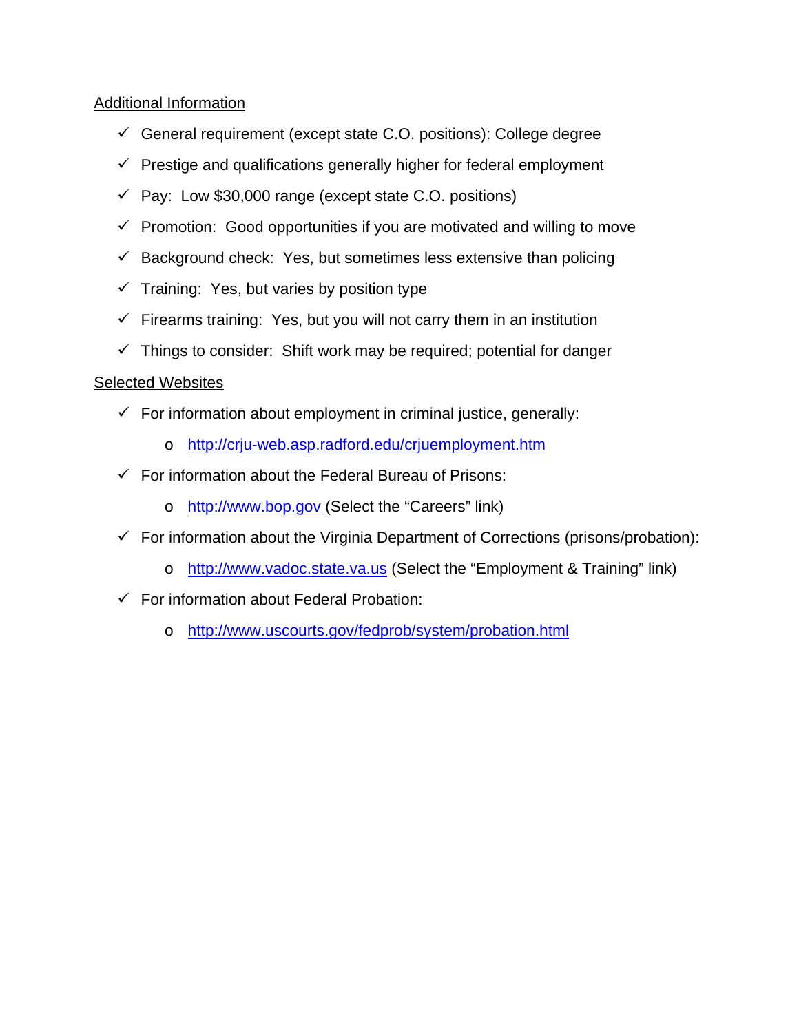Additional Information

- ✓ General requirement (except state C.O. positions): College degree
- ✓ Prestige and qualifications generally higher for federal employment
- ✓ Pay: Low $30,000 range (except state C.O. positions)
- ✓ Promotion: Good opportunities if you are motivated and willing to move
- ✓ Background check: Yes, but sometimes less extensive than policing
- ✓ Training: Yes, but varies by position type
- ✓ Firearms training: Yes, but you will not carry them in an institution
- ✓ Things to consider: Shift work may be required; potential for danger

Selected Websites

- ✓ For information about employment in criminal justice, generally:
  - http://crju-web.asp.radford.edu/crjuemployment.htm
- ✓ For information about the Federal Bureau of Prisons:
  - http://www.bop.gov (Select the "Careers" link)
- ✓ For information about the Virginia Department of Corrections (prisons/probation):
  - http://www.vadoc.state.va.us (Select the "Employment & Training" link)
- ✓ For information about Federal Probation:
  - http://www.uscourts.gov/fedprob/system/probation.html